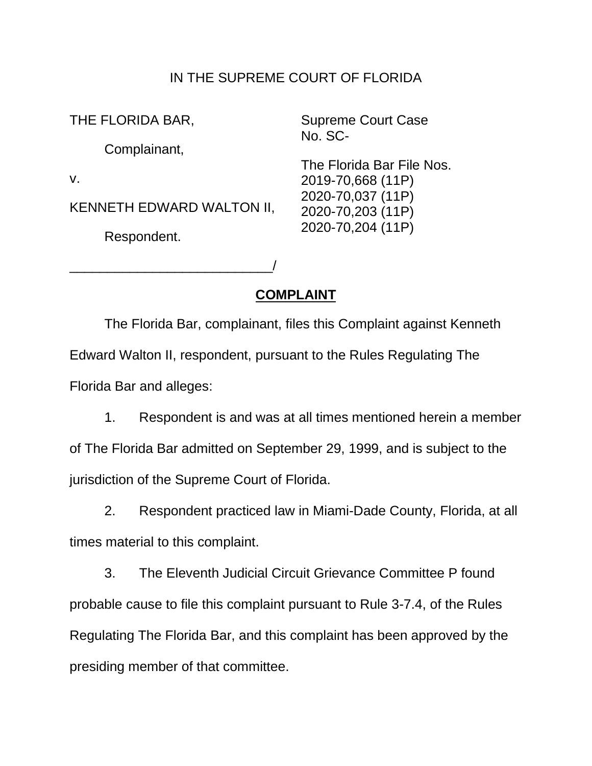IN THE SUPREME COURT OF FLORIDA

THE FLORIDA BAR,

Complainant,

v.

KENNETH EDWARD WALTON II,

Respondent.

___________________________/

Supreme Court Case
No. SC-

The Florida Bar File Nos.
2019-70,668 (11P)
2020-70,037 (11P)
2020-70,203 (11P)
2020-70,204 (11P)

## COMPLAINT

The Florida Bar, complainant, files this Complaint against Kenneth Edward Walton II, respondent, pursuant to the Rules Regulating The Florida Bar and alleges:

1. Respondent is and was at all times mentioned herein a member of The Florida Bar admitted on September 29, 1999, and is subject to the jurisdiction of the Supreme Court of Florida.

2. Respondent practiced law in Miami-Dade County, Florida, at all times material to this complaint.

3. The Eleventh Judicial Circuit Grievance Committee P found probable cause to file this complaint pursuant to Rule 3-7.4, of the Rules Regulating The Florida Bar, and this complaint has been approved by the presiding member of that committee.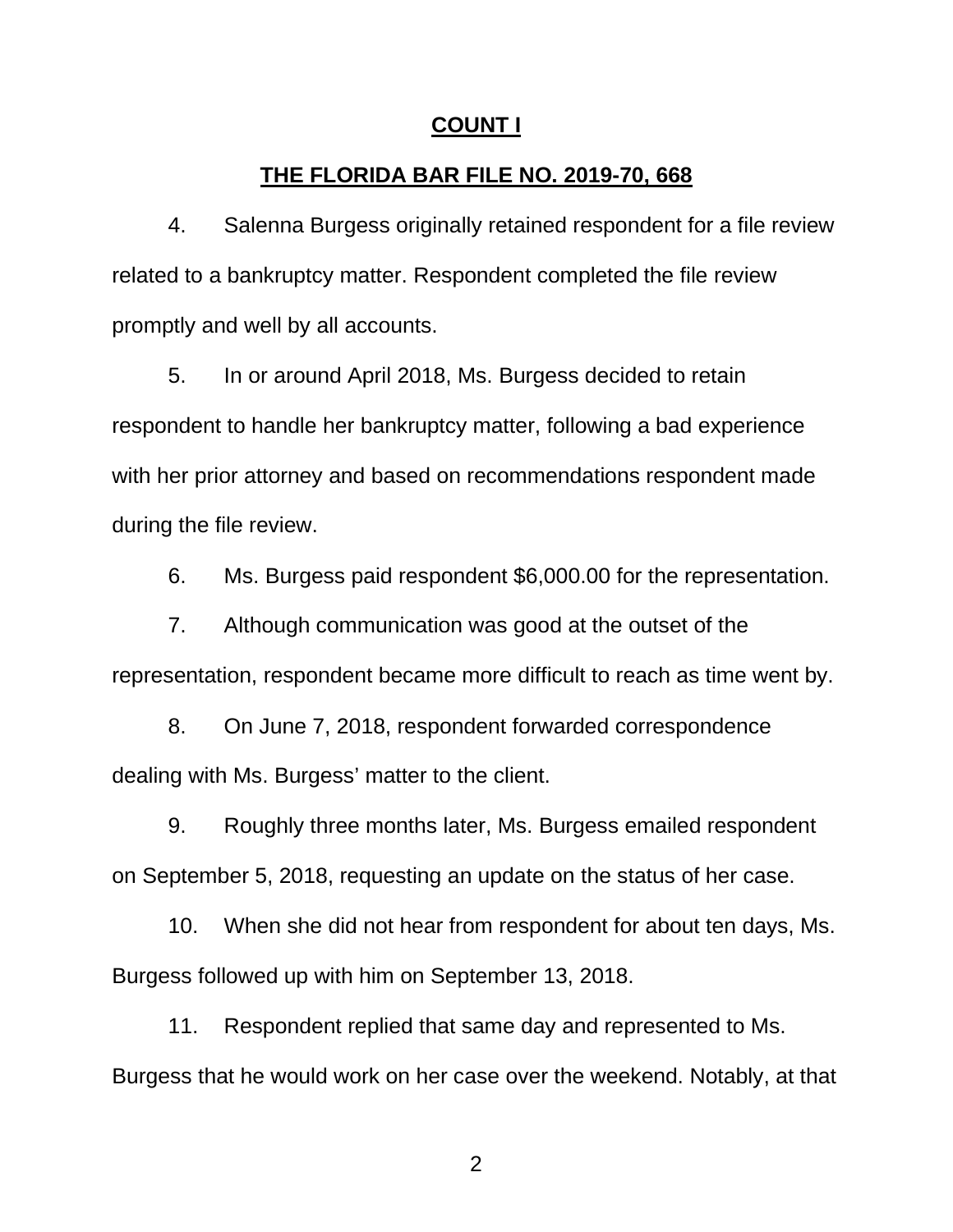## COUNT I

## THE FLORIDA BAR FILE NO. 2019-70, 668

4. Salenna Burgess originally retained respondent for a file review related to a bankruptcy matter. Respondent completed the file review promptly and well by all accounts.

5. In or around April 2018, Ms. Burgess decided to retain respondent to handle her bankruptcy matter, following a bad experience with her prior attorney and based on recommendations respondent made during the file review.

6. Ms. Burgess paid respondent $6,000.00 for the representation.

7. Although communication was good at the outset of the representation, respondent became more difficult to reach as time went by.

8. On June 7, 2018, respondent forwarded correspondence dealing with Ms. Burgess' matter to the client.

9. Roughly three months later, Ms. Burgess emailed respondent on September 5, 2018, requesting an update on the status of her case.

10. When she did not hear from respondent for about ten days, Ms. Burgess followed up with him on September 13, 2018.

11. Respondent replied that same day and represented to Ms. Burgess that he would work on her case over the weekend. Notably, at that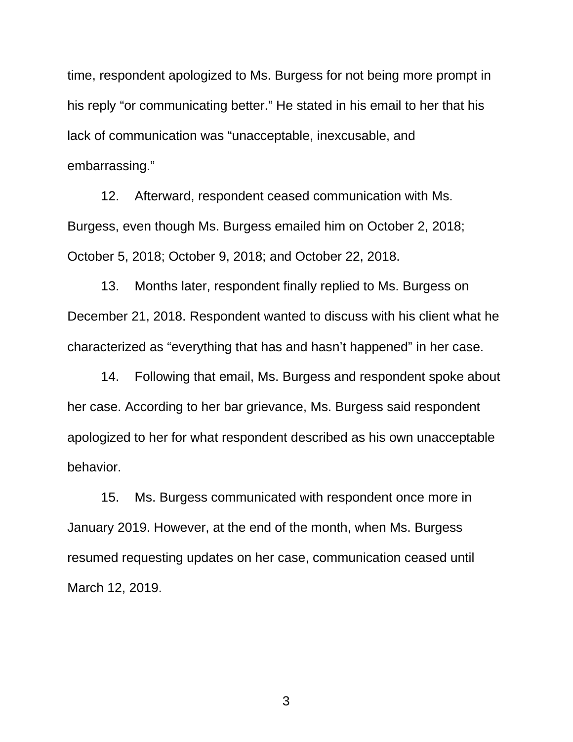time, respondent apologized to Ms. Burgess for not being more prompt in his reply “or communicating better.” He stated in his email to her that his lack of communication was “unacceptable, inexcusable, and embarrassing.”

12. Afterward, respondent ceased communication with Ms. Burgess, even though Ms. Burgess emailed him on October 2, 2018; October 5, 2018; October 9, 2018; and October 22, 2018.

13. Months later, respondent finally replied to Ms. Burgess on December 21, 2018. Respondent wanted to discuss with his client what he characterized as “everything that has and hasn’t happened” in her case.

14. Following that email, Ms. Burgess and respondent spoke about her case. According to her bar grievance, Ms. Burgess said respondent apologized to her for what respondent described as his own unacceptable behavior.

15. Ms. Burgess communicated with respondent once more in January 2019. However, at the end of the month, when Ms. Burgess resumed requesting updates on her case, communication ceased until March 12, 2019.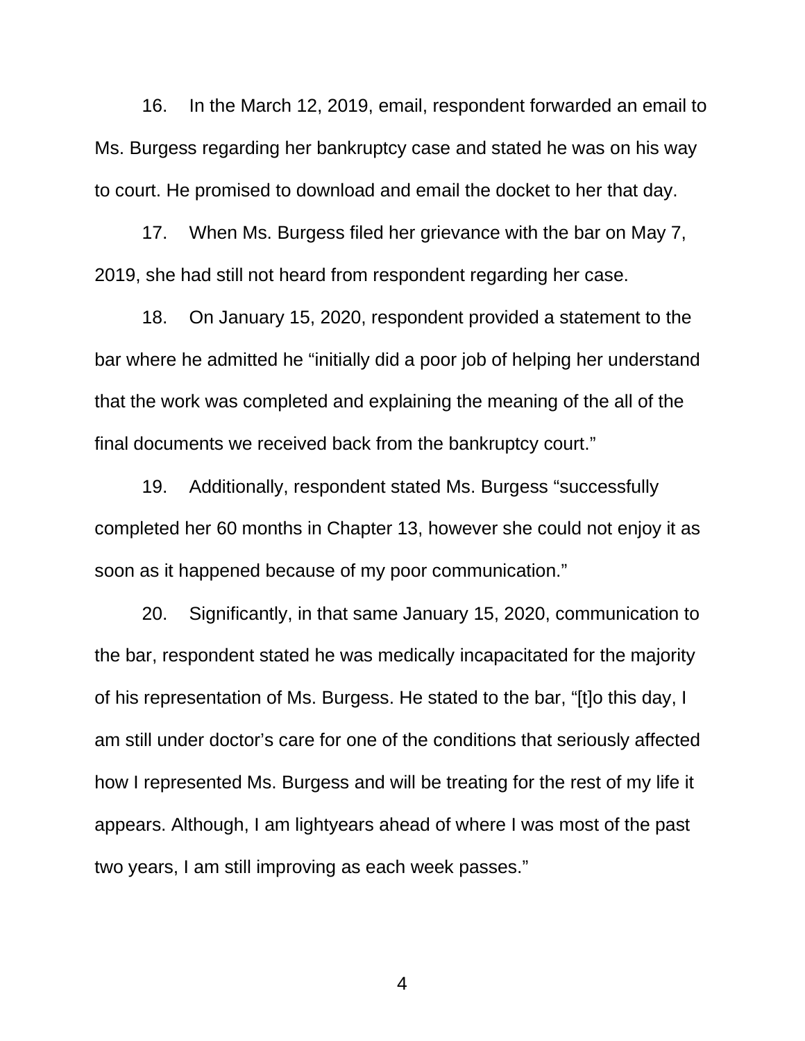16. In the March 12, 2019, email, respondent forwarded an email to Ms. Burgess regarding her bankruptcy case and stated he was on his way to court. He promised to download and email the docket to her that day.

17. When Ms. Burgess filed her grievance with the bar on May 7, 2019, she had still not heard from respondent regarding her case.

18. On January 15, 2020, respondent provided a statement to the bar where he admitted he "initially did a poor job of helping her understand that the work was completed and explaining the meaning of the all of the final documents we received back from the bankruptcy court."

19. Additionally, respondent stated Ms. Burgess "successfully completed her 60 months in Chapter 13, however she could not enjoy it as soon as it happened because of my poor communication."

20. Significantly, in that same January 15, 2020, communication to the bar, respondent stated he was medically incapacitated for the majority of his representation of Ms. Burgess. He stated to the bar, "[t]o this day, I am still under doctor's care for one of the conditions that seriously affected how I represented Ms. Burgess and will be treating for the rest of my life it appears. Although, I am lightyears ahead of where I was most of the past two years, I am still improving as each week passes."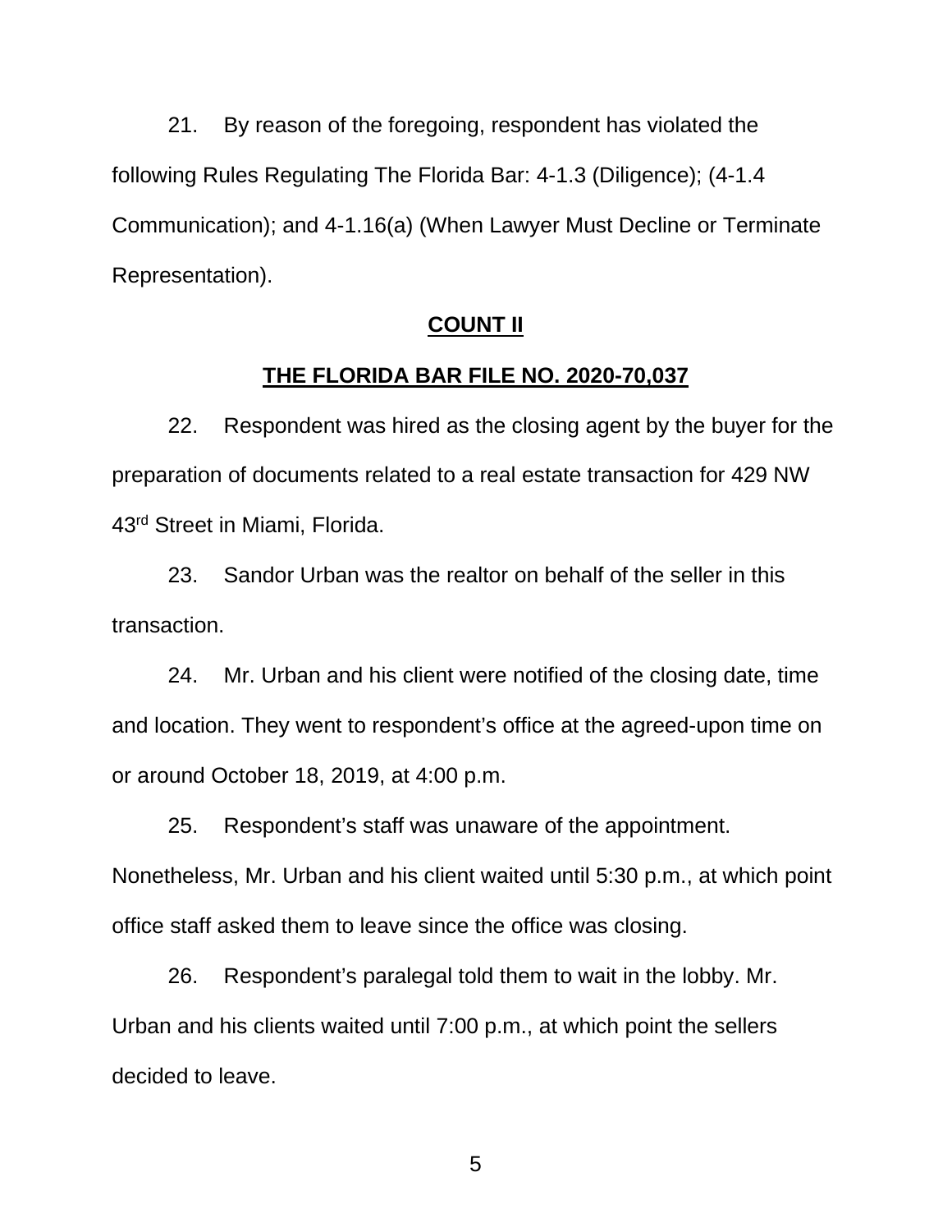21. By reason of the foregoing, respondent has violated the following Rules Regulating The Florida Bar: 4-1.3 (Diligence); (4-1.4 Communication); and 4-1.16(a) (When Lawyer Must Decline or Terminate Representation).

**COUNT II**

**THE FLORIDA BAR FILE NO. 2020-70,037**

22. Respondent was hired as the closing agent by the buyer for the preparation of documents related to a real estate transaction for 429 NW 43rd Street in Miami, Florida.

23. Sandor Urban was the realtor on behalf of the seller in this transaction.

24. Mr. Urban and his client were notified of the closing date, time and location. They went to respondent's office at the agreed-upon time on or around October 18, 2019, at 4:00 p.m.

25. Respondent's staff was unaware of the appointment. Nonetheless, Mr. Urban and his client waited until 5:30 p.m., at which point office staff asked them to leave since the office was closing.

26. Respondent's paralegal told them to wait in the lobby. Mr. Urban and his clients waited until 7:00 p.m., at which point the sellers decided to leave.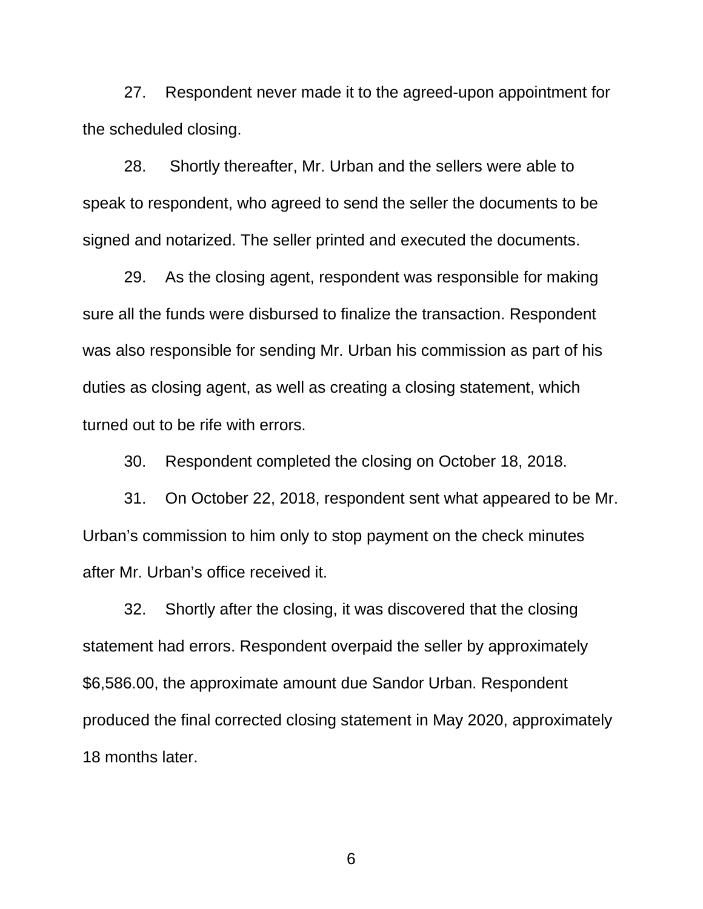27. Respondent never made it to the agreed-upon appointment for the scheduled closing.

28. Shortly thereafter, Mr. Urban and the sellers were able to speak to respondent, who agreed to send the seller the documents to be signed and notarized. The seller printed and executed the documents.

29. As the closing agent, respondent was responsible for making sure all the funds were disbursed to finalize the transaction. Respondent was also responsible for sending Mr. Urban his commission as part of his duties as closing agent, as well as creating a closing statement, which turned out to be rife with errors.

30. Respondent completed the closing on October 18, 2018.

31. On October 22, 2018, respondent sent what appeared to be Mr. Urban's commission to him only to stop payment on the check minutes after Mr. Urban's office received it.

32. Shortly after the closing, it was discovered that the closing statement had errors. Respondent overpaid the seller by approximately $6,586.00, the approximate amount due Sandor Urban. Respondent produced the final corrected closing statement in May 2020, approximately 18 months later.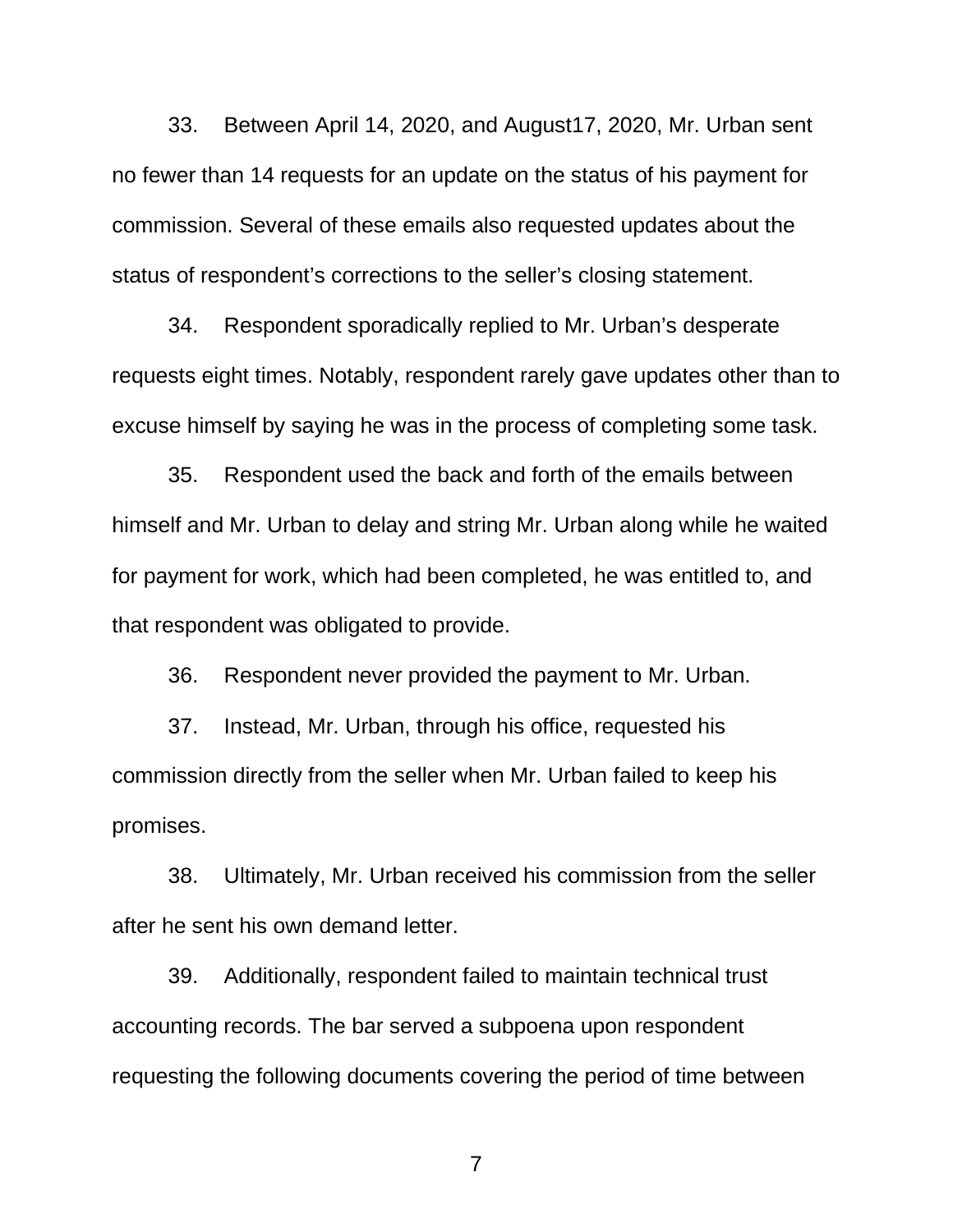33. Between April 14, 2020, and August17, 2020, Mr. Urban sent no fewer than 14 requests for an update on the status of his payment for commission. Several of these emails also requested updates about the status of respondent's corrections to the seller's closing statement.

34. Respondent sporadically replied to Mr. Urban's desperate requests eight times. Notably, respondent rarely gave updates other than to excuse himself by saying he was in the process of completing some task.

35. Respondent used the back and forth of the emails between himself and Mr. Urban to delay and string Mr. Urban along while he waited for payment for work, which had been completed, he was entitled to, and that respondent was obligated to provide.

36. Respondent never provided the payment to Mr. Urban.

37. Instead, Mr. Urban, through his office, requested his commission directly from the seller when Mr. Urban failed to keep his promises.

38. Ultimately, Mr. Urban received his commission from the seller after he sent his own demand letter.

39. Additionally, respondent failed to maintain technical trust accounting records. The bar served a subpoena upon respondent requesting the following documents covering the period of time between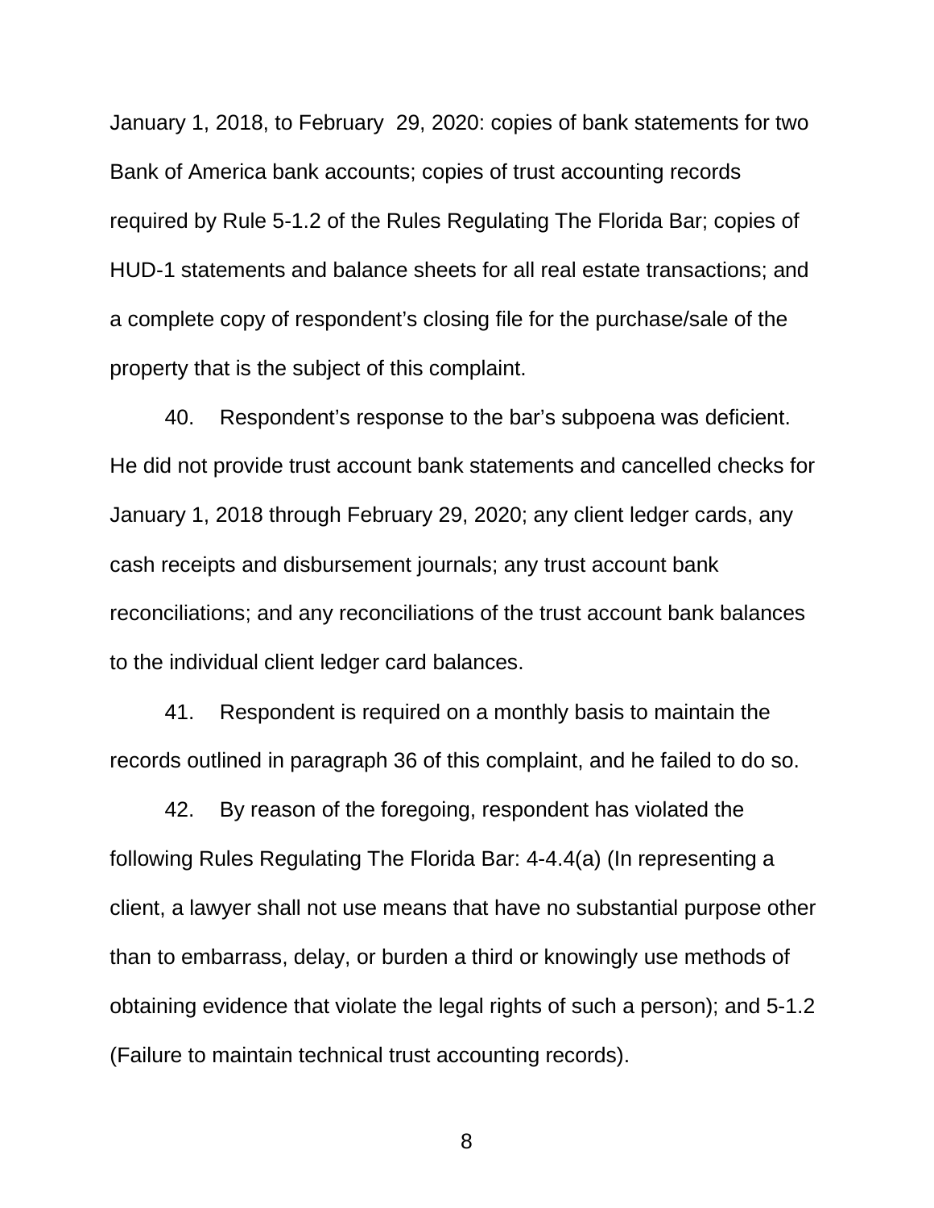January 1, 2018, to February  29, 2020: copies of bank statements for two Bank of America bank accounts; copies of trust accounting records required by Rule 5-1.2 of the Rules Regulating The Florida Bar; copies of HUD-1 statements and balance sheets for all real estate transactions; and a complete copy of respondent's closing file for the purchase/sale of the property that is the subject of this complaint.

40. Respondent's response to the bar's subpoena was deficient. He did not provide trust account bank statements and cancelled checks for January 1, 2018 through February 29, 2020; any client ledger cards, any cash receipts and disbursement journals; any trust account bank reconciliations; and any reconciliations of the trust account bank balances to the individual client ledger card balances.

41. Respondent is required on a monthly basis to maintain the records outlined in paragraph 36 of this complaint, and he failed to do so.

42. By reason of the foregoing, respondent has violated the following Rules Regulating The Florida Bar: 4-4.4(a) (In representing a client, a lawyer shall not use means that have no substantial purpose other than to embarrass, delay, or burden a third or knowingly use methods of obtaining evidence that violate the legal rights of such a person); and 5-1.2 (Failure to maintain technical trust accounting records).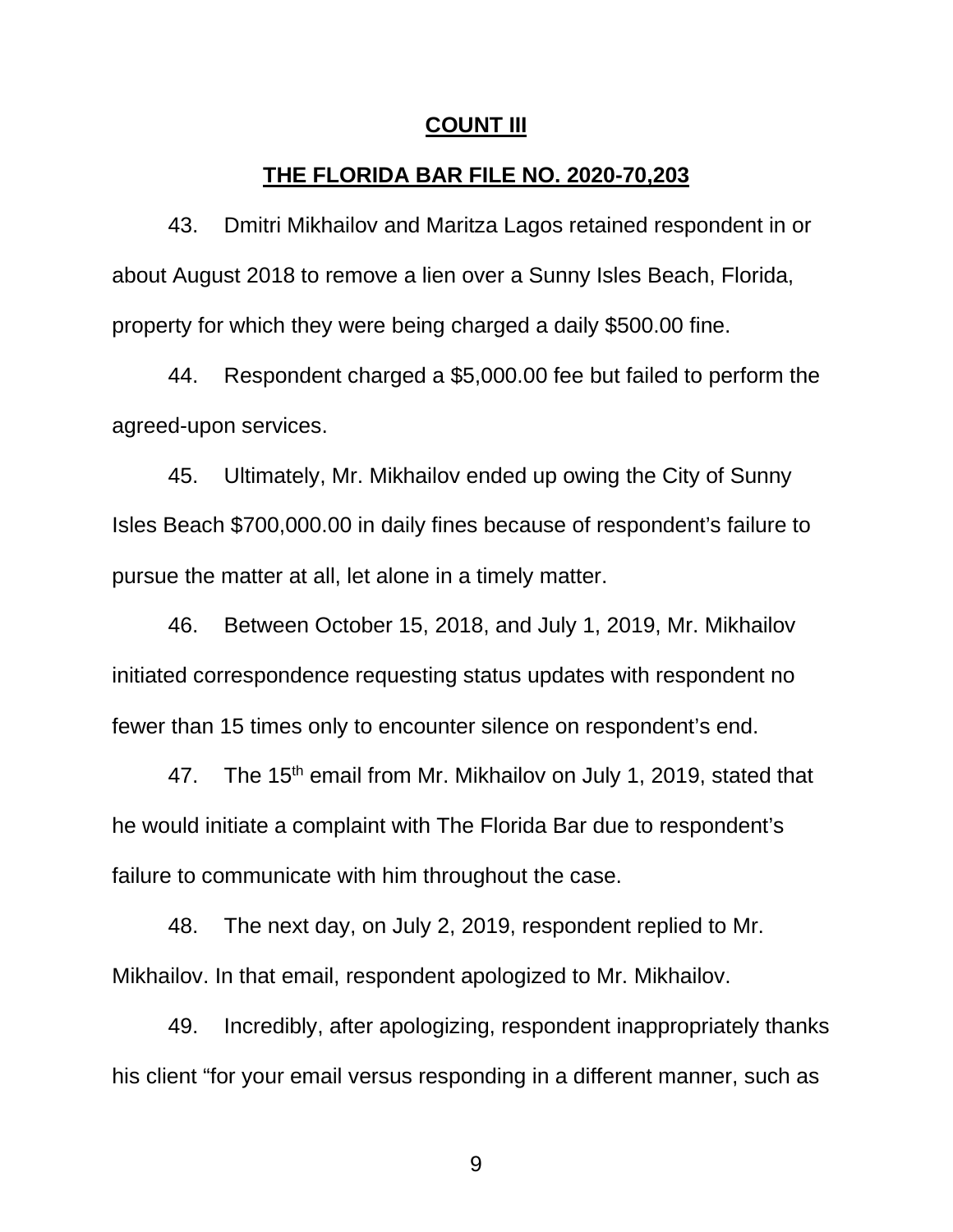**COUNT III**

**THE FLORIDA BAR FILE NO. 2020-70,203**

43. Dmitri Mikhailov and Maritza Lagos retained respondent in or about August 2018 to remove a lien over a Sunny Isles Beach, Florida, property for which they were being charged a daily $500.00 fine.

44. Respondent charged a $5,000.00 fee but failed to perform the agreed-upon services.

45. Ultimately, Mr. Mikhailov ended up owing the City of Sunny Isles Beach $700,000.00 in daily fines because of respondent's failure to pursue the matter at all, let alone in a timely matter.

46. Between October 15, 2018, and July 1, 2019, Mr. Mikhailov initiated correspondence requesting status updates with respondent no fewer than 15 times only to encounter silence on respondent's end.

47. The 15th email from Mr. Mikhailov on July 1, 2019, stated that he would initiate a complaint with The Florida Bar due to respondent's failure to communicate with him throughout the case.

48. The next day, on July 2, 2019, respondent replied to Mr. Mikhailov. In that email, respondent apologized to Mr. Mikhailov.

49. Incredibly, after apologizing, respondent inappropriately thanks his client "for your email versus responding in a different manner, such as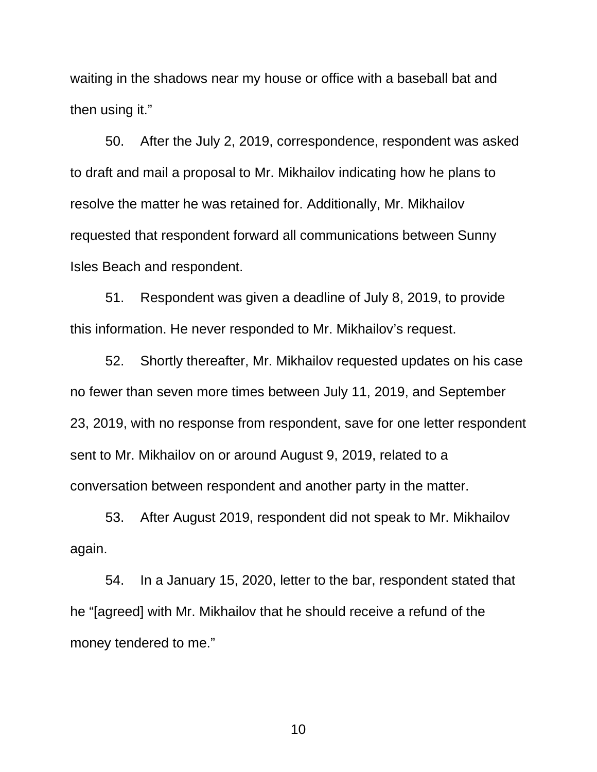waiting in the shadows near my house or office with a baseball bat and then using it."

50. After the July 2, 2019, correspondence, respondent was asked to draft and mail a proposal to Mr. Mikhailov indicating how he plans to resolve the matter he was retained for. Additionally, Mr. Mikhailov requested that respondent forward all communications between Sunny Isles Beach and respondent.

51. Respondent was given a deadline of July 8, 2019, to provide this information. He never responded to Mr. Mikhailov's request.

52. Shortly thereafter, Mr. Mikhailov requested updates on his case no fewer than seven more times between July 11, 2019, and September 23, 2019, with no response from respondent, save for one letter respondent sent to Mr. Mikhailov on or around August 9, 2019, related to a conversation between respondent and another party in the matter.

53. After August 2019, respondent did not speak to Mr. Mikhailov again.

54. In a January 15, 2020, letter to the bar, respondent stated that he "[agreed] with Mr. Mikhailov that he should receive a refund of the money tendered to me."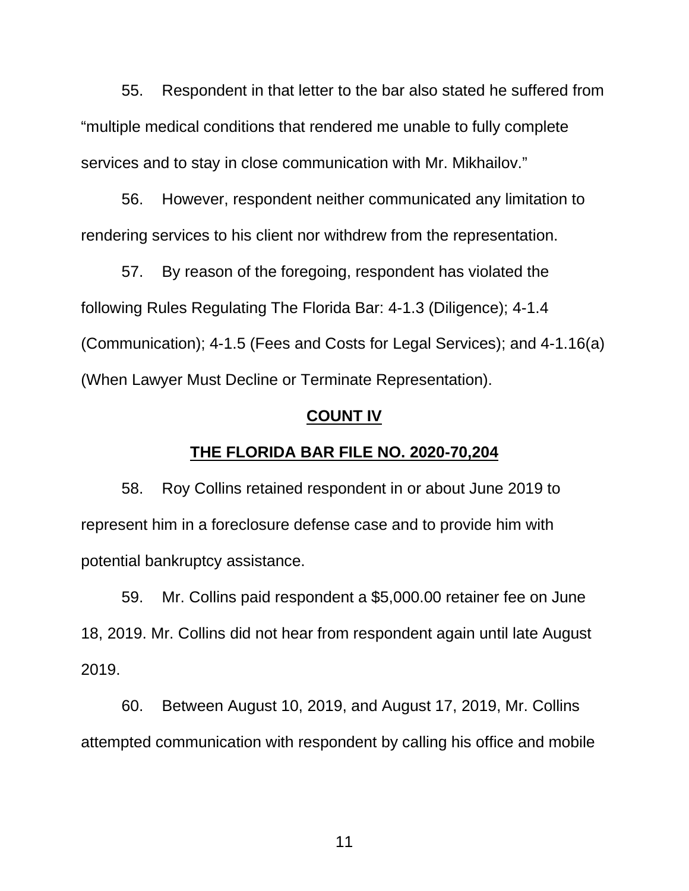55. Respondent in that letter to the bar also stated he suffered from "multiple medical conditions that rendered me unable to fully complete services and to stay in close communication with Mr. Mikhailov."

56. However, respondent neither communicated any limitation to rendering services to his client nor withdrew from the representation.

57. By reason of the foregoing, respondent has violated the following Rules Regulating The Florida Bar: 4-1.3 (Diligence); 4-1.4 (Communication); 4-1.5 (Fees and Costs for Legal Services); and 4-1.16(a) (When Lawyer Must Decline or Terminate Representation).

## COUNT IV

## THE FLORIDA BAR FILE NO. 2020-70,204

58. Roy Collins retained respondent in or about June 2019 to represent him in a foreclosure defense case and to provide him with potential bankruptcy assistance.

59. Mr. Collins paid respondent a $5,000.00 retainer fee on June 18, 2019. Mr. Collins did not hear from respondent again until late August 2019.

60. Between August 10, 2019, and August 17, 2019, Mr. Collins attempted communication with respondent by calling his office and mobile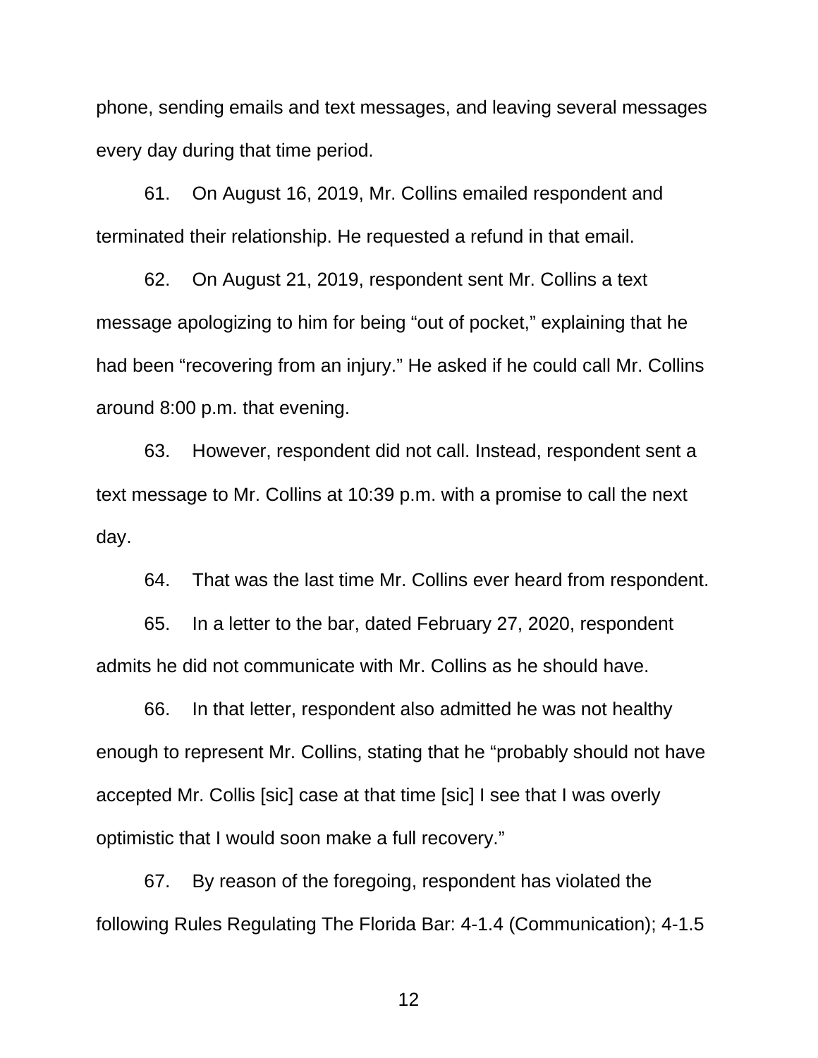phone, sending emails and text messages, and leaving several messages every day during that time period.

61. On August 16, 2019, Mr. Collins emailed respondent and terminated their relationship. He requested a refund in that email.

62. On August 21, 2019, respondent sent Mr. Collins a text message apologizing to him for being "out of pocket," explaining that he had been "recovering from an injury." He asked if he could call Mr. Collins around 8:00 p.m. that evening.

63. However, respondent did not call. Instead, respondent sent a text message to Mr. Collins at 10:39 p.m. with a promise to call the next day.

64. That was the last time Mr. Collins ever heard from respondent.

65. In a letter to the bar, dated February 27, 2020, respondent admits he did not communicate with Mr. Collins as he should have.

66. In that letter, respondent also admitted he was not healthy enough to represent Mr. Collins, stating that he "probably should not have accepted Mr. Collis [sic] case at that time [sic] I see that I was overly optimistic that I would soon make a full recovery."

67. By reason of the foregoing, respondent has violated the following Rules Regulating The Florida Bar: 4-1.4 (Communication); 4-1.5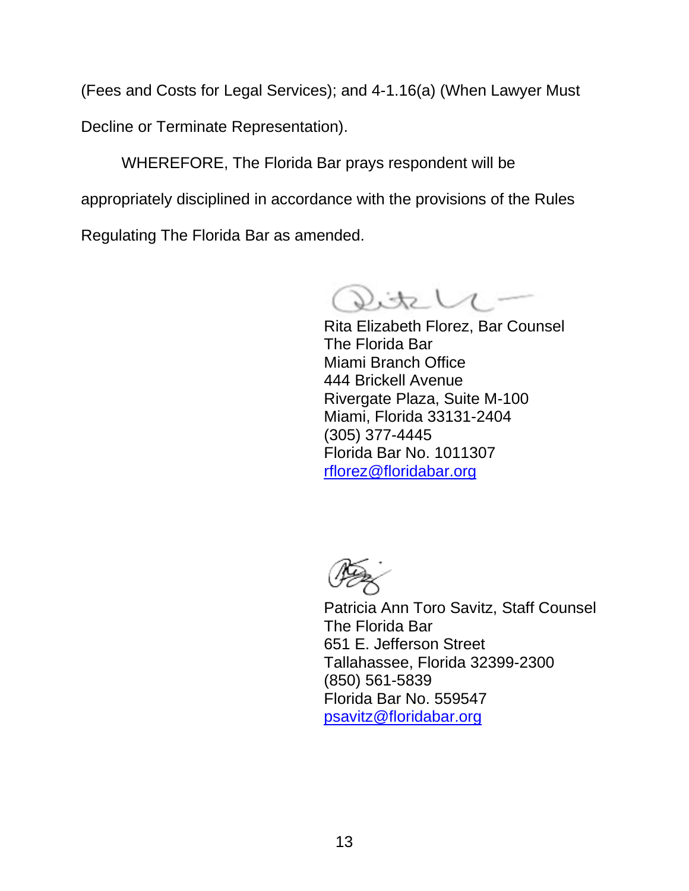(Fees and Costs for Legal Services); and 4-1.16(a) (When Lawyer Must Decline or Terminate Representation).

WHEREFORE, The Florida Bar prays respondent will be appropriately disciplined in accordance with the provisions of the Rules Regulating The Florida Bar as amended.

Rita Elizabeth Florez, Bar Counsel
The Florida Bar
Miami Branch Office
444 Brickell Avenue
Rivergate Plaza, Suite M-100
Miami, Florida 33131-2404
(305) 377-4445
Florida Bar No. 1011307
rflorez@floridabar.org

Patricia Ann Toro Savitz, Staff Counsel
The Florida Bar
651 E. Jefferson Street
Tallahassee, Florida 32399-2300
(850) 561-5839
Florida Bar No. 559547
psavitz@floridabar.org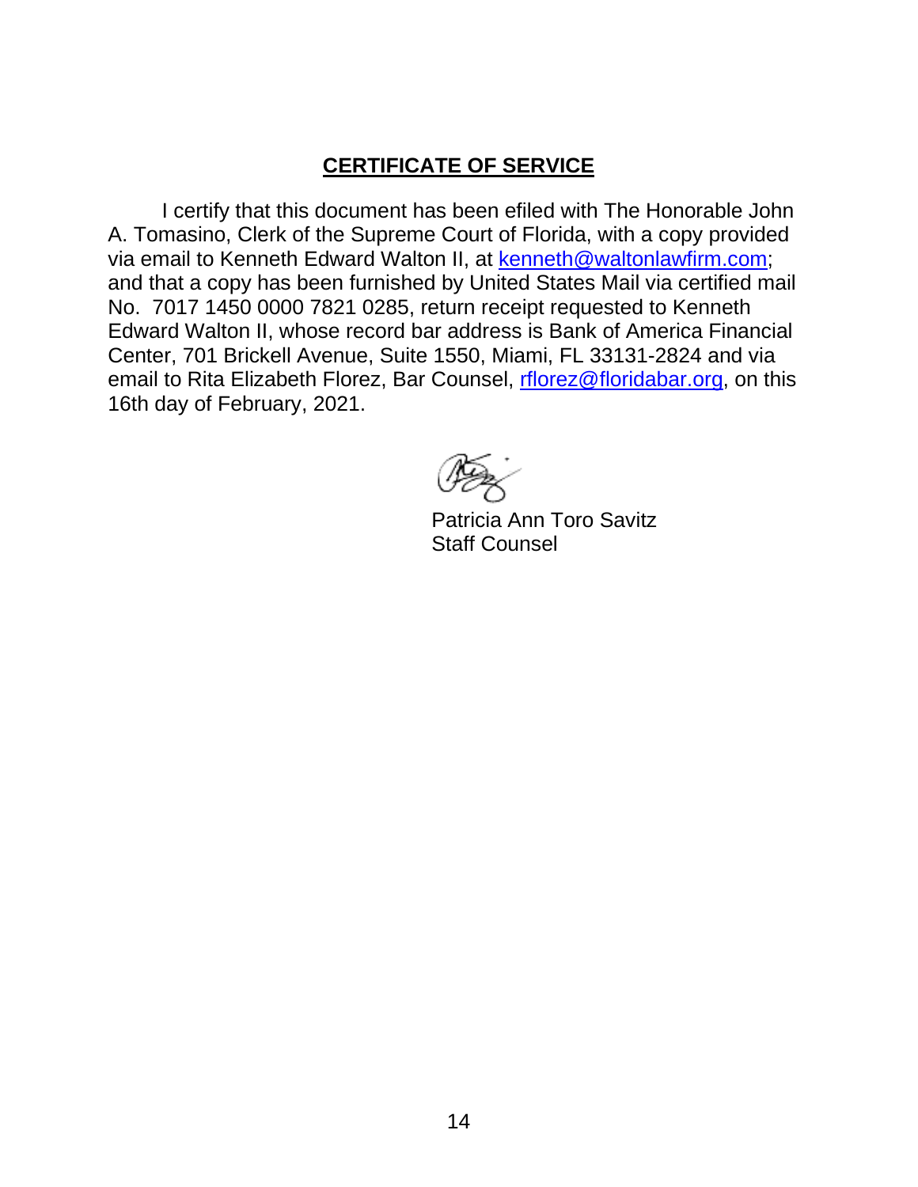## CERTIFICATE OF SERVICE

I certify that this document has been efiled with The Honorable John A. Tomasino, Clerk of the Supreme Court of Florida, with a copy provided via email to Kenneth Edward Walton II, at kenneth@waltonlawfirm.com; and that a copy has been furnished by United States Mail via certified mail No. 7017 1450 0000 7821 0285, return receipt requested to Kenneth Edward Walton II, whose record bar address is Bank of America Financial Center, 701 Brickell Avenue, Suite 1550, Miami, FL 33131-2824 and via email to Rita Elizabeth Florez, Bar Counsel, rflorez@floridabar.org, on this 16th day of February, 2021.

Patricia Ann Toro Savitz
Staff Counsel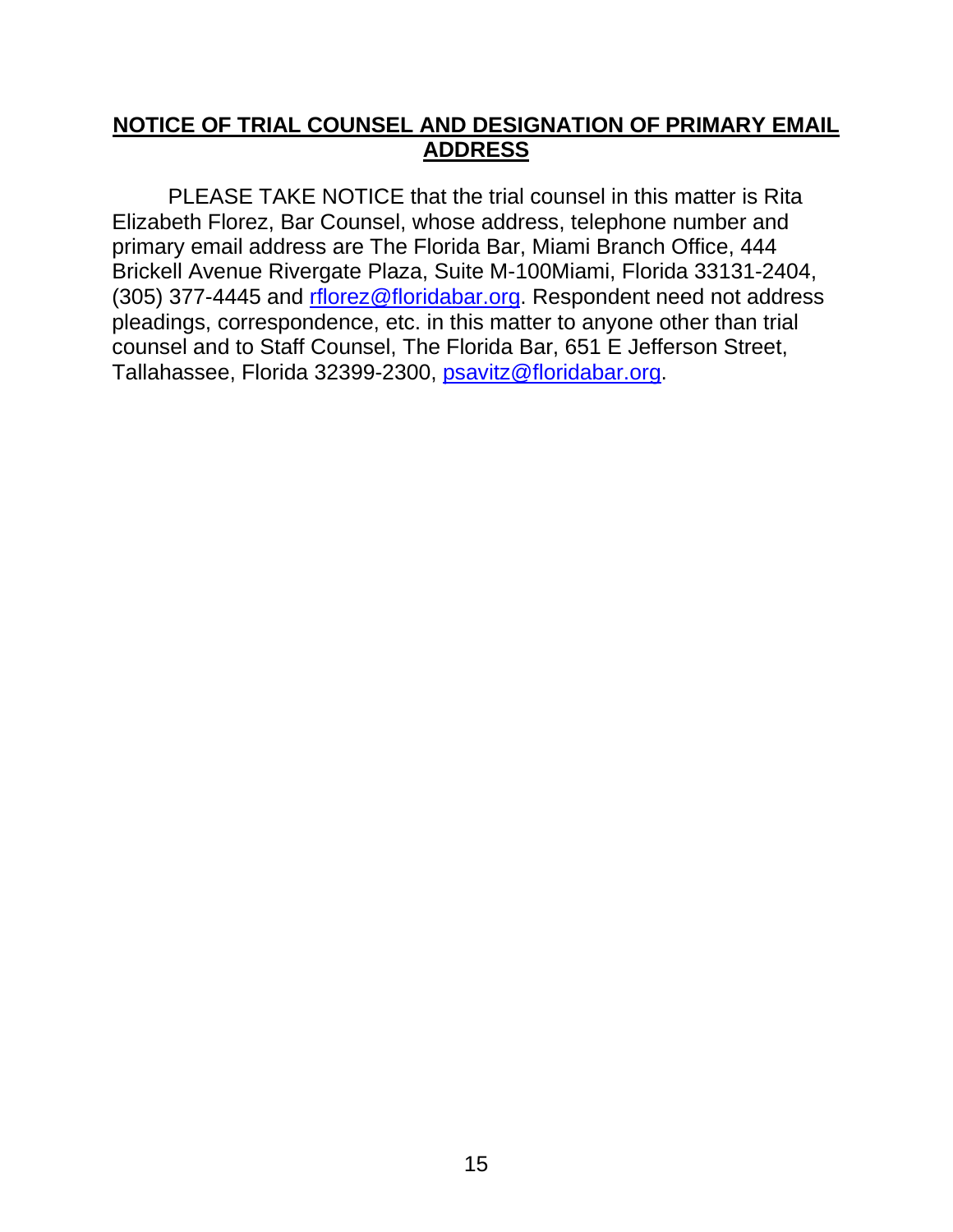**NOTICE OF TRIAL COUNSEL AND DESIGNATION OF PRIMARY EMAIL ADDRESS**

PLEASE TAKE NOTICE that the trial counsel in this matter is Rita Elizabeth Florez, Bar Counsel, whose address, telephone number and primary email address are The Florida Bar, Miami Branch Office, 444 Brickell Avenue Rivergate Plaza, Suite M-100Miami, Florida 33131-2404, (305) 377-4445 and rflorez@floridabar.org. Respondent need not address pleadings, correspondence, etc. in this matter to anyone other than trial counsel and to Staff Counsel, The Florida Bar, 651 E Jefferson Street, Tallahassee, Florida 32399-2300, psavitz@floridabar.org.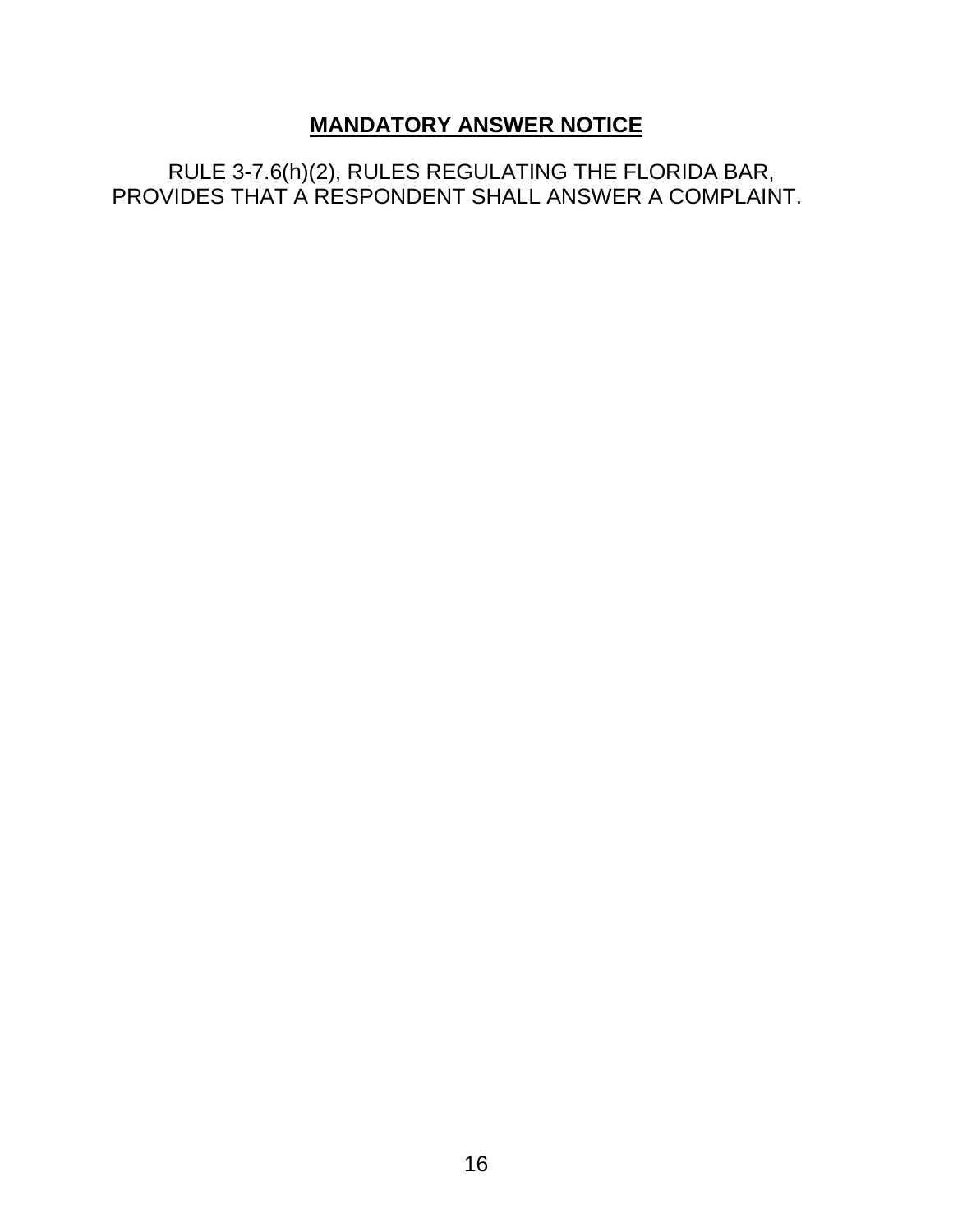## MANDATORY ANSWER NOTICE

RULE 3-7.6(h)(2), RULES REGULATING THE FLORIDA BAR, PROVIDES THAT A RESPONDENT SHALL ANSWER A COMPLAINT.